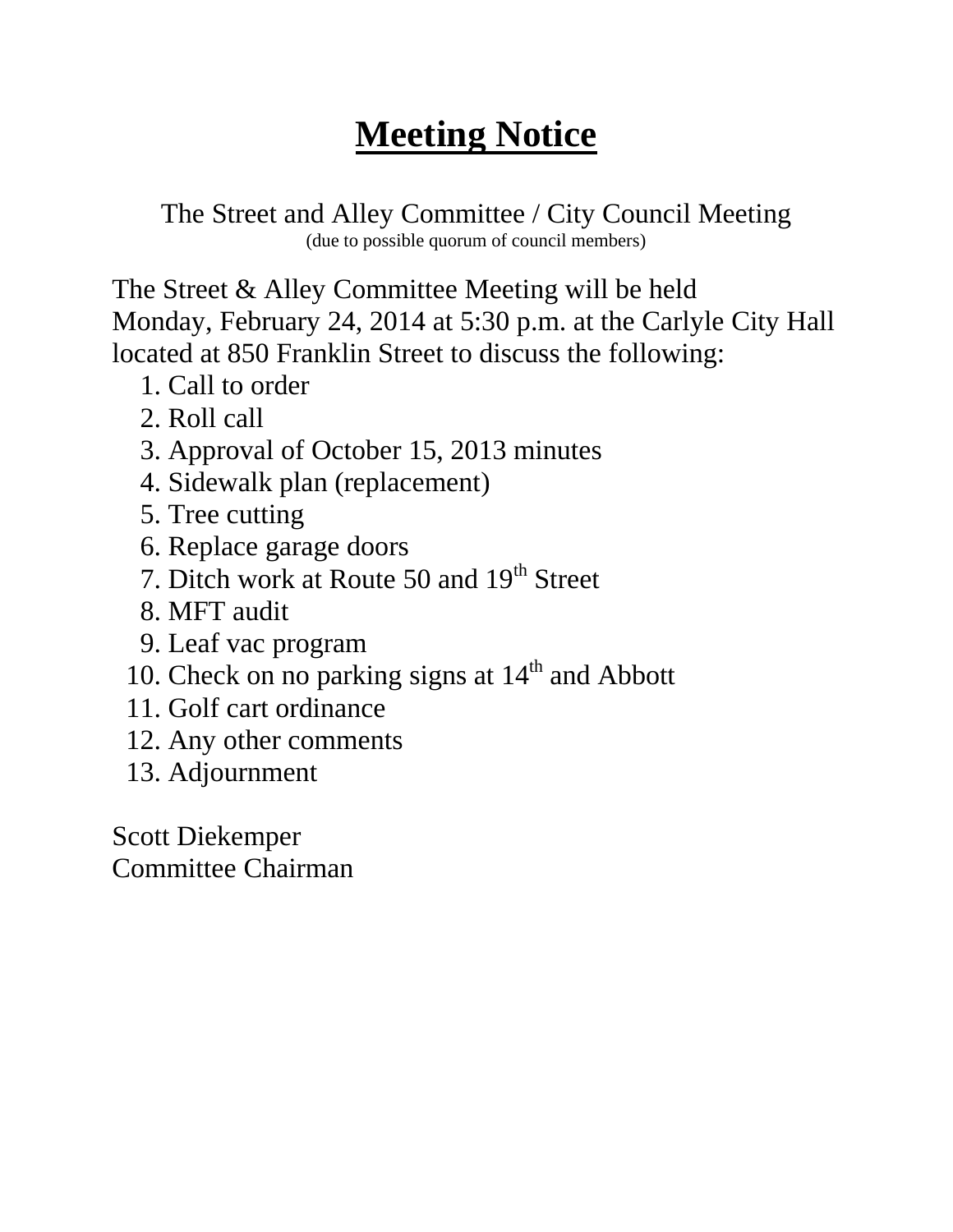# Meeting Notice

The Street and Alley Committee / City Council Meeting
(due to possible quorum of council members)

The Street & Alley Committee Meeting will be held Monday, February 24, 2014 at 5:30 p.m. at the Carlyle City Hall located at 850 Franklin Street to discuss the following:

1. Call to order
2. Roll call
3. Approval of October 15, 2013 minutes
4. Sidewalk plan (replacement)
5. Tree cutting
6. Replace garage doors
7. Ditch work at Route 50 and 19th Street
8. MFT audit
9. Leaf vac program
10. Check on no parking signs at 14th and Abbott
11. Golf cart ordinance
12. Any other comments
13. Adjournment

Scott Diekemper
Committee Chairman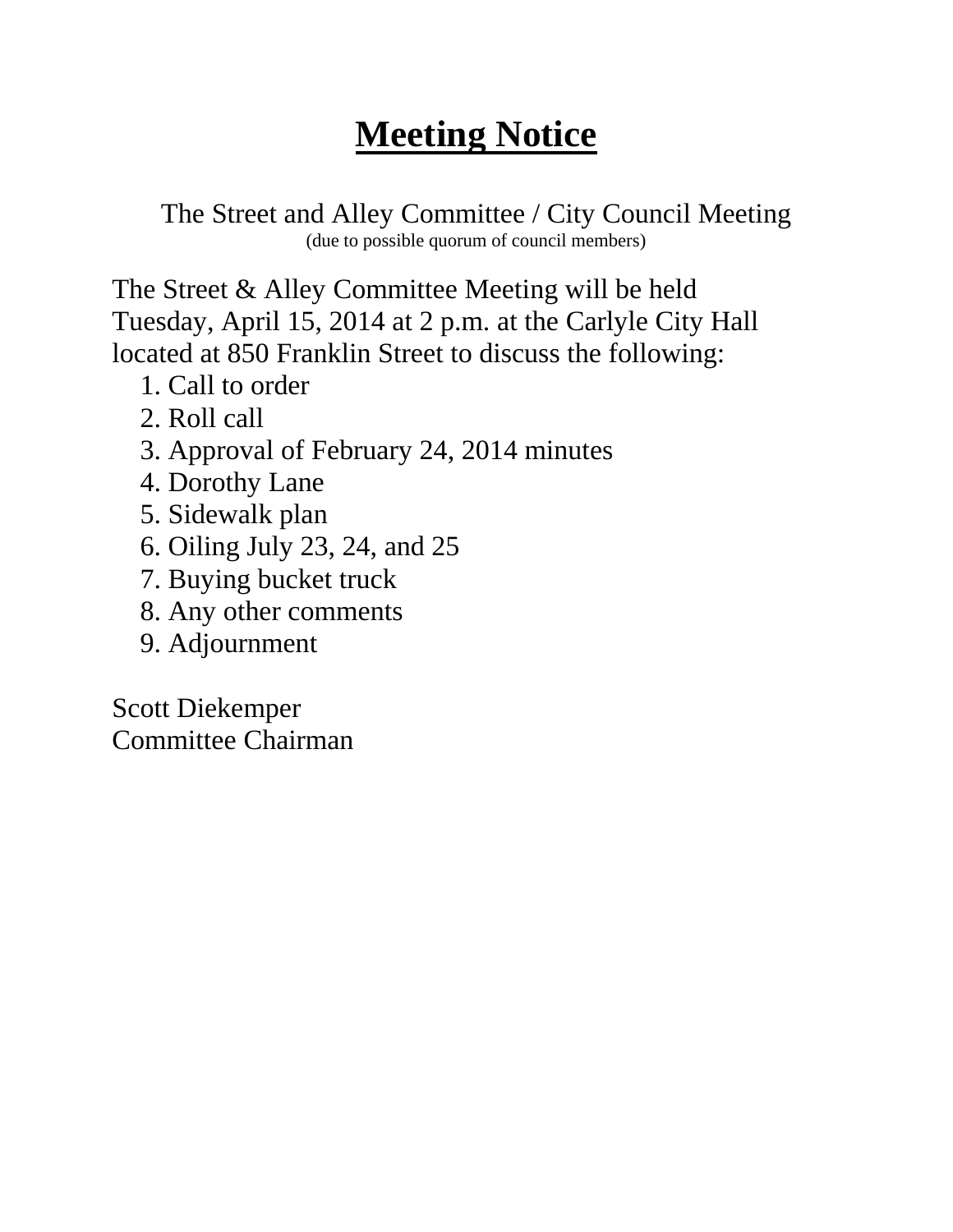# Meeting Notice

The Street and Alley Committee / City Council Meeting
(due to possible quorum of council members)

The Street & Alley Committee Meeting will be held Tuesday, April 15, 2014 at 2 p.m. at the Carlyle City Hall located at 850 Franklin Street to discuss the following:

1. Call to order
2. Roll call
3. Approval of February 24, 2014 minutes
4. Dorothy Lane
5. Sidewalk plan
6. Oiling July 23, 24, and 25
7. Buying bucket truck
8. Any other comments
9. Adjournment

Scott Diekemper
Committee Chairman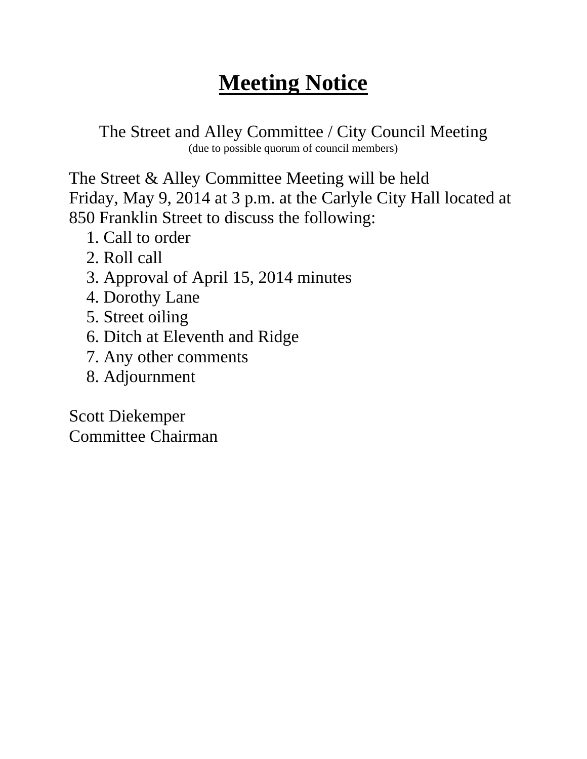# **Meeting Notice**

The Street and Alley Committee / City Council Meeting
(due to possible quorum of council members)

The Street & Alley Committee Meeting will be held Friday, May 9, 2014 at 3 p.m. at the Carlyle City Hall located at 850 Franklin Street to discuss the following:

1. Call to order
2. Roll call
3. Approval of April 15, 2014 minutes
4. Dorothy Lane
5. Street oiling
6. Ditch at Eleventh and Ridge
7. Any other comments
8. Adjournment

Scott Diekemper
Committee Chairman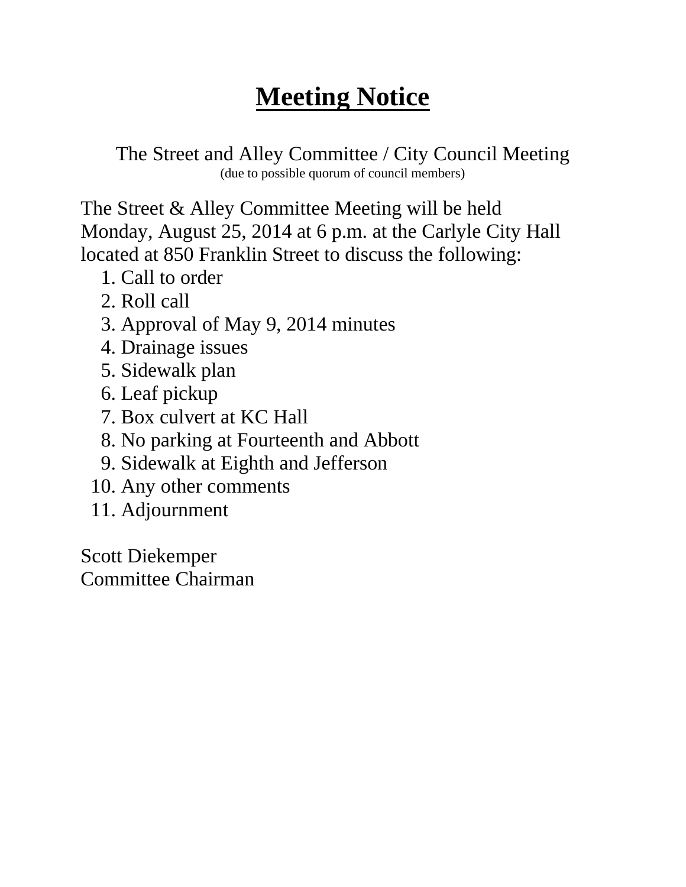# **Meeting Notice**

The Street and Alley Committee / City Council Meeting
(due to possible quorum of council members)

The Street & Alley Committee Meeting will be held Monday, August 25, 2014 at 6 p.m. at the Carlyle City Hall located at 850 Franklin Street to discuss the following:

1. Call to order
2. Roll call
3. Approval of May 9, 2014 minutes
4. Drainage issues
5. Sidewalk plan
6. Leaf pickup
7. Box culvert at KC Hall
8. No parking at Fourteenth and Abbott
9. Sidewalk at Eighth and Jefferson
10. Any other comments
11. Adjournment

Scott Diekemper
Committee Chairman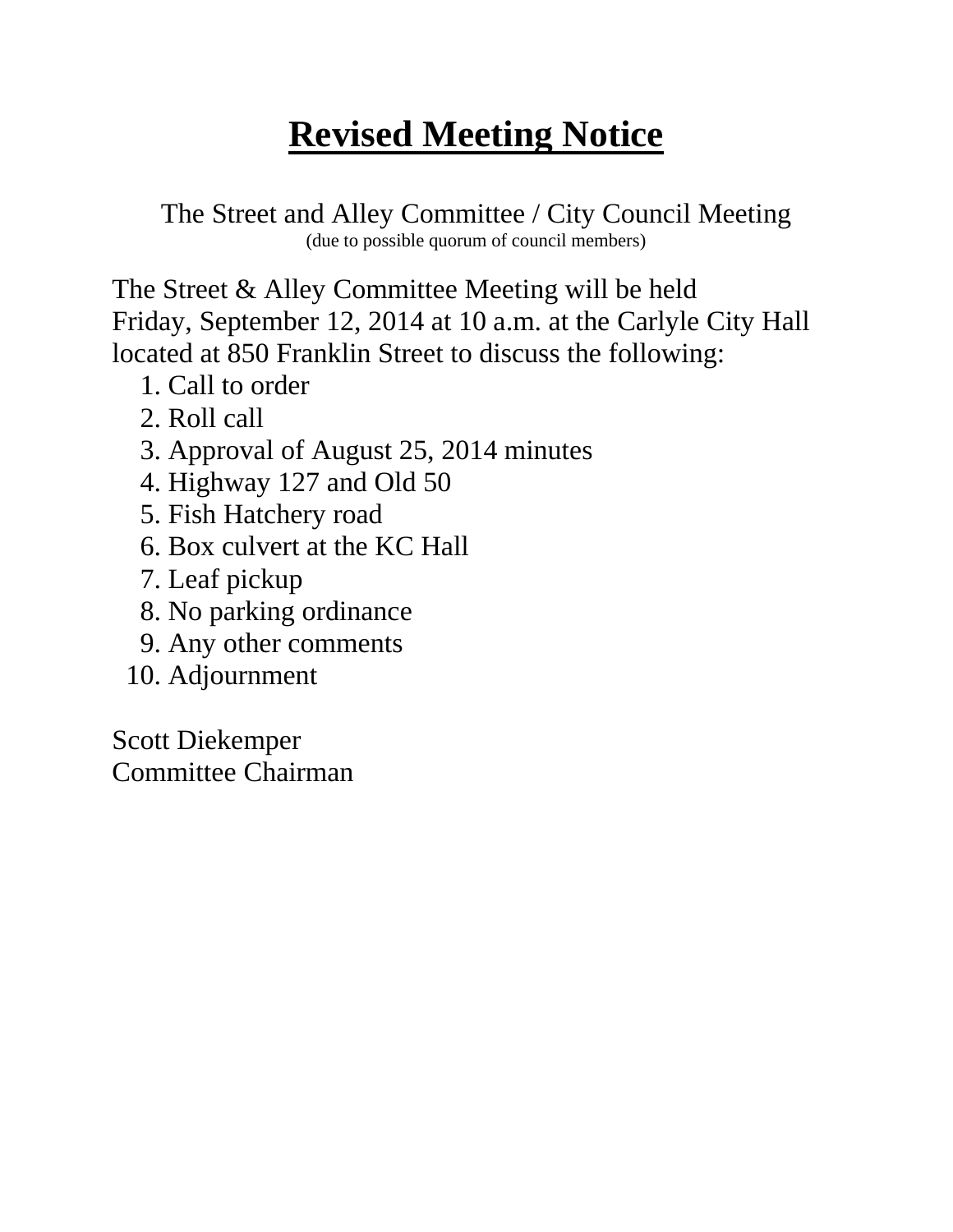# **Revised Meeting Notice**

The Street and Alley Committee / City Council Meeting
(due to possible quorum of council members)

The Street & Alley Committee Meeting will be held Friday, September 12, 2014 at 10 a.m. at the Carlyle City Hall located at 850 Franklin Street to discuss the following:

1. Call to order
2. Roll call
3. Approval of August 25, 2014 minutes
4. Highway 127 and Old 50
5. Fish Hatchery road
6. Box culvert at the KC Hall
7. Leaf pickup
8. No parking ordinance
9. Any other comments
10. Adjournment

Scott Diekemper
Committee Chairman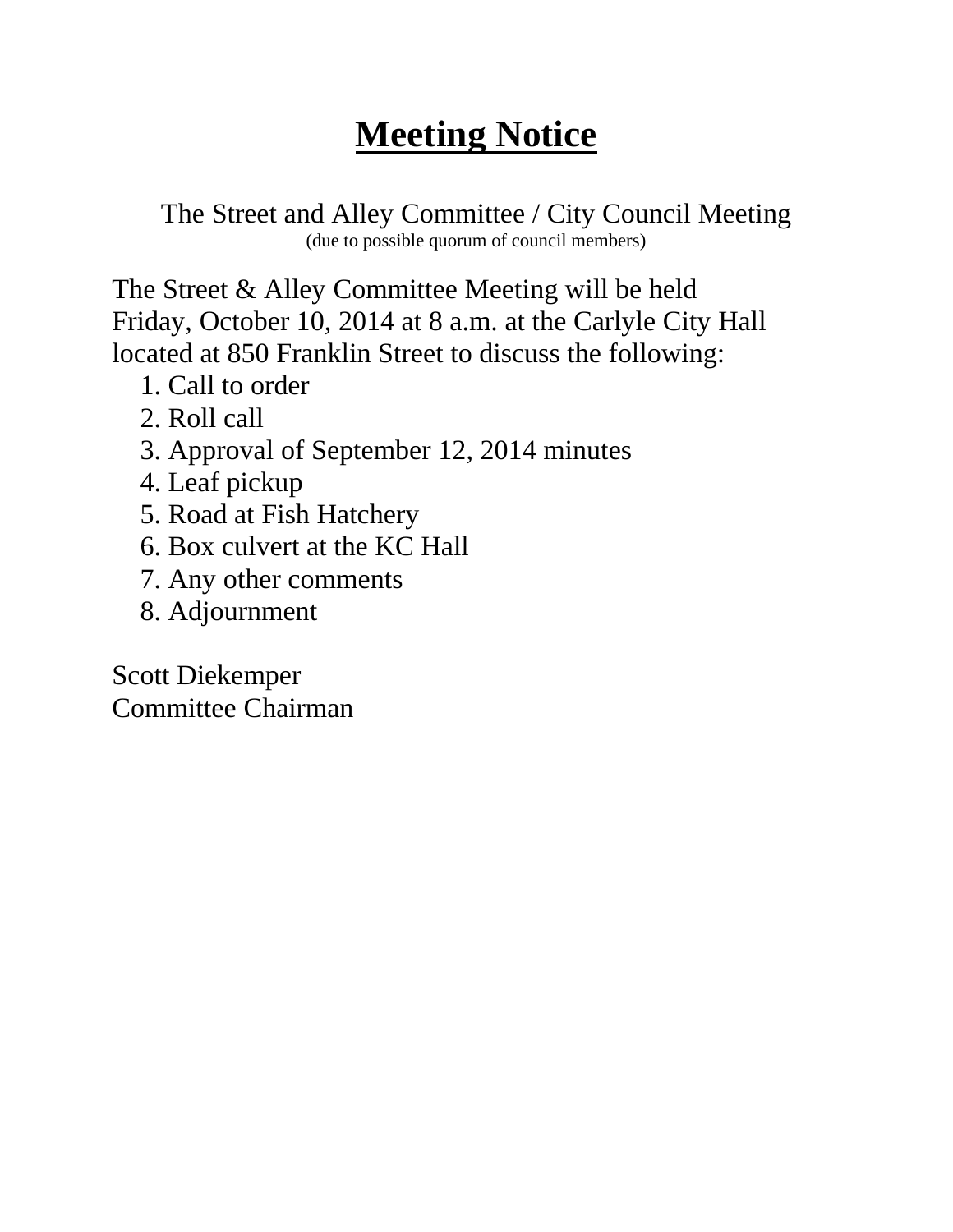# Meeting Notice

The Street and Alley Committee / City Council Meeting
(due to possible quorum of council members)

The Street & Alley Committee Meeting will be held Friday, October 10, 2014 at 8 a.m. at the Carlyle City Hall located at 850 Franklin Street to discuss the following:

1. Call to order
2. Roll call
3. Approval of September 12, 2014 minutes
4. Leaf pickup
5. Road at Fish Hatchery
6. Box culvert at the KC Hall
7. Any other comments
8. Adjournment

Scott Diekemper
Committee Chairman